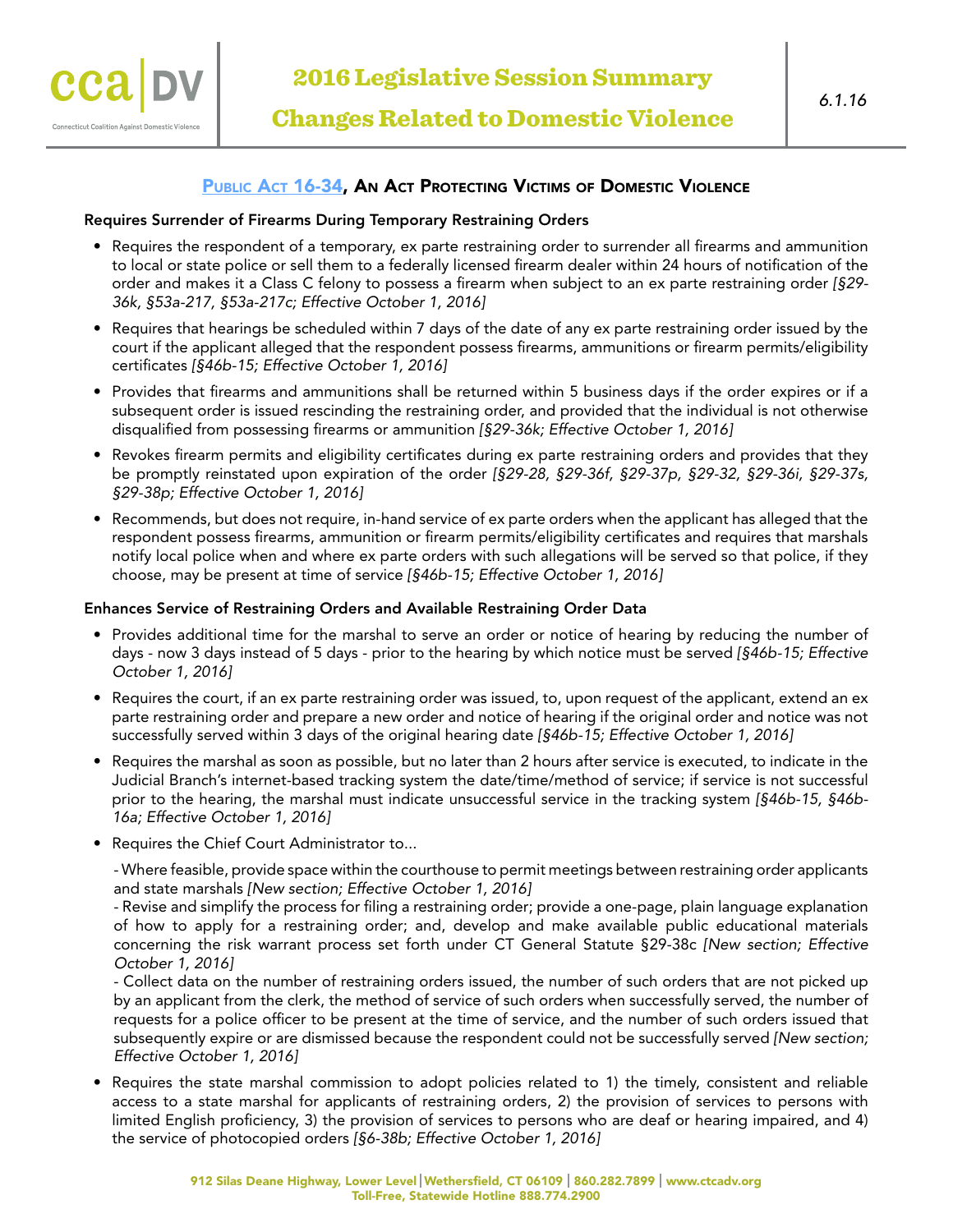# 2016 Legislative Session Summary

## Changes Related to Domestic Violence

6.1.16

## Public Act 16-34, An Act Protecting Victims of Domestic Violence

**Requires Surrender of Firearms During Temporary Restraining Orders**

- Requires the respondent of a temporary, ex parte restraining order to surrender all firearms and ammunition to local or state police or sell them to a federally licensed firearm dealer within 24 hours of notification of the order and makes it a Class C felony to possess a firearm when subject to an ex parte restraining order *[§29-36k, §53a-217, §53a-217c; Effective October 1, 2016]*
- Requires that hearings be scheduled within 7 days of the date of any ex parte restraining order issued by the court if the applicant alleged that the respondent possess firearms, ammunitions or firearm permits/eligibility certificates *[§46b-15; Effective October 1, 2016]*
- Provides that firearms and ammunitions shall be returned within 5 business days if the order expires or if a subsequent order is issued rescinding the restraining order, and provided that the individual is not otherwise disqualified from possessing firearms or ammunition *[§29-36k; Effective October 1, 2016]*
- Revokes firearm permits and eligibility certificates during ex parte restraining orders and provides that they be promptly reinstated upon expiration of the order *[§29-28, §29-36f, §29-37p, §29-32, §29-36i, §29-37s, §29-38p; Effective October 1, 2016]*
- Recommends, but does not require, in-hand service of ex parte orders when the applicant has alleged that the respondent possess firearms, ammunition or firearm permits/eligibility certificates and requires that marshals notify local police when and where ex parte orders with such allegations will be served so that police, if they choose, may be present at time of service *[§46b-15; Effective October 1, 2016]*

**Enhances Service of Restraining Orders and Available Restraining Order Data**

- Provides additional time for the marshal to serve an order or notice of hearing by reducing the number of days - now 3 days instead of 5 days - prior to the hearing by which notice must be served *[§46b-15; Effective October 1, 2016]*
- Requires the court, if an ex parte restraining order was issued, to, upon request of the applicant, extend an ex parte restraining order and prepare a new order and notice of hearing if the original order and notice was not successfully served within 3 days of the original hearing date *[§46b-15; Effective October 1, 2016]*
- Requires the marshal as soon as possible, but no later than 2 hours after service is executed, to indicate in the Judicial Branch's internet-based tracking system the date/time/method of service; if service is not successful prior to the hearing, the marshal must indicate unsuccessful service in the tracking system *[§46b-15, §46b-16a; Effective October 1, 2016]*
- Requires the Chief Court Administrator to...

  - Where feasible, provide space within the courthouse to permit meetings between restraining order applicants and state marshals *[New section; Effective October 1, 2016]*
  - Revise and simplify the process for filing a restraining order; provide a one-page, plain language explanation of how to apply for a restraining order; and, develop and make available public educational materials concerning the risk warrant process set forth under CT General Statute §29-38c *[New section; Effective October 1, 2016]*
  - Collect data on the number of restraining orders issued, the number of such orders that are not picked up by an applicant from the clerk, the method of service of such orders when successfully served, the number of requests for a police officer to be present at the time of service, and the number of such orders issued that subsequently expire or are dismissed because the respondent could not be successfully served *[New section; Effective October 1, 2016]*

- Requires the state marshal commission to adopt policies related to 1) the timely, consistent and reliable access to a state marshal for applicants of restraining orders, 2) the provision of services to persons with limited English proficiency, 3) the provision of services to persons who are deaf or hearing impaired, and 4) the service of photocopied orders *[§6-38b; Effective October 1, 2016]*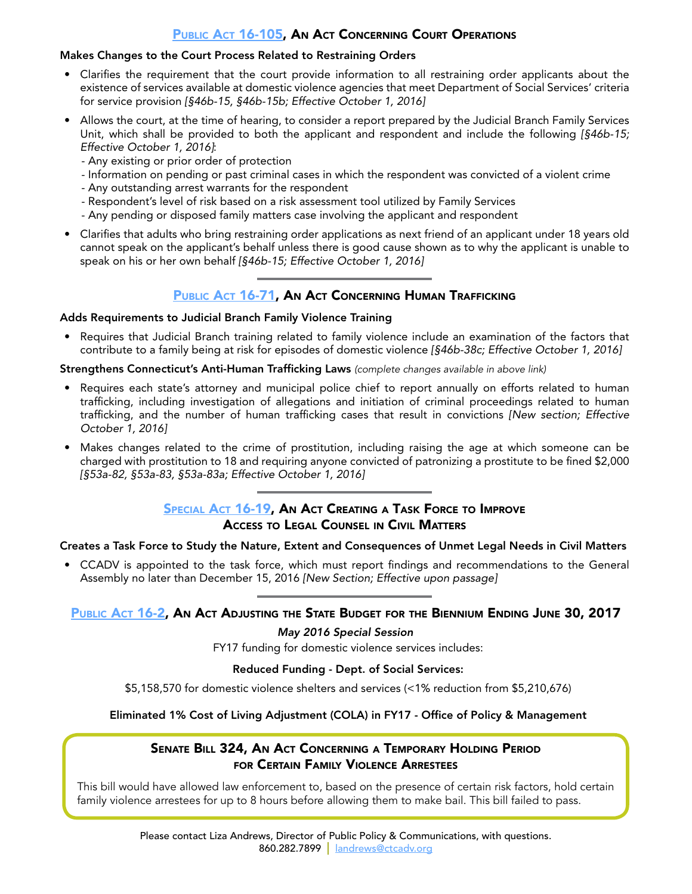## Public Act 16-105, An Act Concerning Court Operations

**Makes Changes to the Court Process Related to Restraining Orders**

- Clarifies the requirement that the court provide information to all restraining order applicants about the existence of services available at domestic violence agencies that meet Department of Social Services' criteria for service provision *[§46b-15, §46b-15b; Effective October 1, 2016]*
- Allows the court, at the time of hearing, to consider a report prepared by the Judicial Branch Family Services Unit, which shall be provided to both the applicant and respondent and include the following *[§46b-15; Effective October 1, 2016]*:
  - Any existing or prior order of protection
  - Information on pending or past criminal cases in which the respondent was convicted of a violent crime
  - Any outstanding arrest warrants for the respondent
  - Respondent's level of risk based on a risk assessment tool utilized by Family Services
  - Any pending or disposed family matters case involving the applicant and respondent
- Clarifies that adults who bring restraining order applications as next friend of an applicant under 18 years old cannot speak on the applicant's behalf unless there is good cause shown as to why the applicant is unable to speak on his or her own behalf *[§46b-15; Effective October 1, 2016]*

---

## Public Act 16-71, An Act Concerning Human Trafficking

**Adds Requirements to Judicial Branch Family Violence Training**

- Requires that Judicial Branch training related to family violence include an examination of the factors that contribute to a family being at risk for episodes of domestic violence *[§46b-38c; Effective October 1, 2016]*

**Strengthens Connecticut's Anti-Human Trafficking Laws** *(complete changes available in above link)*

- Requires each state's attorney and municipal police chief to report annually on efforts related to human trafficking, including investigation of allegations and initiation of criminal proceedings related to human trafficking, and the number of human trafficking cases that result in convictions *[New section; Effective October 1, 2016]*
- Makes changes related to the crime of prostitution, including raising the age at which someone can be charged with prostitution to 18 and requiring anyone convicted of patronizing a prostitute to be fined $2,000 *[§53a-82, §53a-83, §53a-83a; Effective October 1, 2016]*

---

## Special Act 16-19, An Act Creating a Task Force to Improve Access to Legal Counsel in Civil Matters

**Creates a Task Force to Study the Nature, Extent and Consequences of Unmet Legal Needs in Civil Matters**

- CCADV is appointed to the task force, which must report findings and recommendations to the General Assembly no later than December 15, 2016 *[New Section; Effective upon passage]*

---

## Public Act 16-2, An Act Adjusting the State Budget for the Biennium Ending June 30, 2017

***May 2016 Special Session***

FY17 funding for domestic violence services includes:

**Reduced Funding - Dept. of Social Services:**

$5,158,570 for domestic violence shelters and services (<1% reduction from $5,210,676)

**Eliminated 1% Cost of Living Adjustment (COLA) in FY17 - Office of Policy & Management**

### Senate Bill 324, An Act Concerning a Temporary Holding Period for Certain Family Violence Arrestees

This bill would have allowed law enforcement to, based on the presence of certain risk factors, hold certain family violence arrestees for up to 8 hours before allowing them to make bail. This bill failed to pass.

Please contact Liza Andrews, Director of Public Policy & Communications, with questions.
860.282.7899 | landrews@ctcadv.org